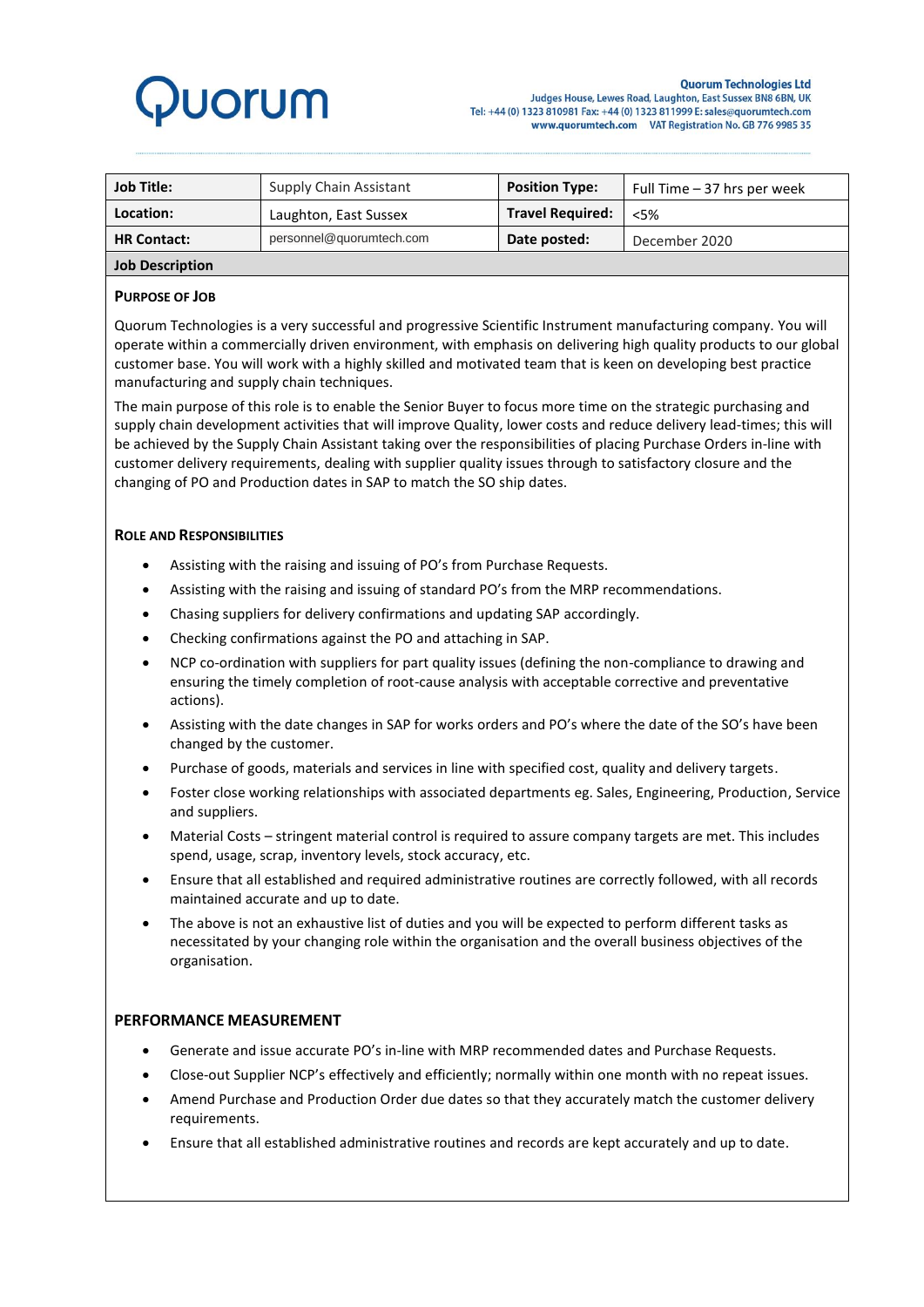# Quorum

**Quorum Technologies Ltd**
Judges House, Lewes Road, Laughton, East Sussex BN8 6BN, UK
Tel: +44 (0) 1323 810981 Fax: +44 (0) 1323 811999 E: sales@quorumtech.com
www.quorumtech.com VAT Registration No. GB 776 9985 35

| **Job Title:** | Supply Chain Assistant | **Position Type:** | Full Time – 37 hrs per week |
|---|---|---|---|
| **Location:** | Laughton, East Sussex | **Travel Required:** | <5% |
| **HR Contact:** | personnel@quorumtech.com | **Date posted:** | December 2020 |

**Job Description**

## PURPOSE OF JOB

Quorum Technologies is a very successful and progressive Scientific Instrument manufacturing company. You will operate within a commercially driven environment, with emphasis on delivering high quality products to our global customer base. You will work with a highly skilled and motivated team that is keen on developing best practice manufacturing and supply chain techniques.

The main purpose of this role is to enable the Senior Buyer to focus more time on the strategic purchasing and supply chain development activities that will improve Quality, lower costs and reduce delivery lead-times; this will be achieved by the Supply Chain Assistant taking over the responsibilities of placing Purchase Orders in-line with customer delivery requirements, dealing with supplier quality issues through to satisfactory closure and the changing of PO and Production dates in SAP to match the SO ship dates.

## ROLE AND RESPONSIBILITIES

- Assisting with the raising and issuing of PO's from Purchase Requests.
- Assisting with the raising and issuing of standard PO's from the MRP recommendations.
- Chasing suppliers for delivery confirmations and updating SAP accordingly.
- Checking confirmations against the PO and attaching in SAP.
- NCP co-ordination with suppliers for part quality issues (defining the non-compliance to drawing and ensuring the timely completion of root-cause analysis with acceptable corrective and preventative actions).
- Assisting with the date changes in SAP for works orders and PO's where the date of the SO's have been changed by the customer.
- Purchase of goods, materials and services in line with specified cost, quality and delivery targets.
- Foster close working relationships with associated departments eg. Sales, Engineering, Production, Service and suppliers.
- Material Costs – stringent material control is required to assure company targets are met. This includes spend, usage, scrap, inventory levels, stock accuracy, etc.
- Ensure that all established and required administrative routines are correctly followed, with all records maintained accurate and up to date.
- The above is not an exhaustive list of duties and you will be expected to perform different tasks as necessitated by your changing role within the organisation and the overall business objectives of the organisation.

## PERFORMANCE MEASUREMENT

- Generate and issue accurate PO's in-line with MRP recommended dates and Purchase Requests.
- Close-out Supplier NCP's effectively and efficiently; normally within one month with no repeat issues.
- Amend Purchase and Production Order due dates so that they accurately match the customer delivery requirements.
- Ensure that all established administrative routines and records are kept accurately and up to date.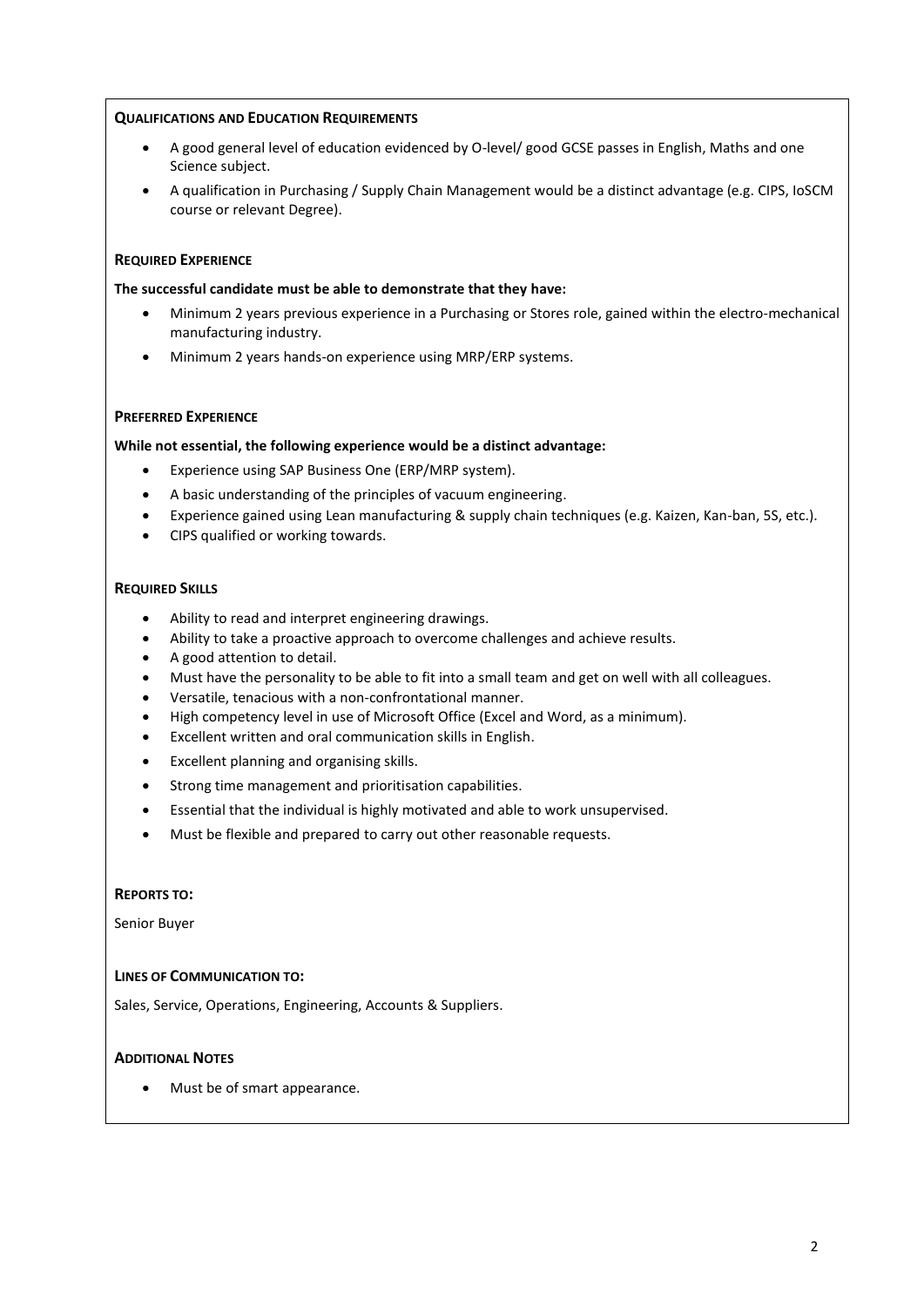## Qualifications and Education Requirements

- A good general level of education evidenced by O-level/ good GCSE passes in English, Maths and one Science subject.
- A qualification in Purchasing / Supply Chain Management would be a distinct advantage (e.g. CIPS, IoSCM course or relevant Degree).

## Required Experience

**The successful candidate must be able to demonstrate that they have:**

- Minimum 2 years previous experience in a Purchasing or Stores role, gained within the electro-mechanical manufacturing industry.
- Minimum 2 years hands-on experience using MRP/ERP systems.

## Preferred Experience

**While not essential, the following experience would be a distinct advantage:**

- Experience using SAP Business One (ERP/MRP system).
- A basic understanding of the principles of vacuum engineering.
- Experience gained using Lean manufacturing & supply chain techniques (e.g. Kaizen, Kan-ban, 5S, etc.).
- CIPS qualified or working towards.

## Required Skills

- Ability to read and interpret engineering drawings.
- Ability to take a proactive approach to overcome challenges and achieve results.
- A good attention to detail.
- Must have the personality to be able to fit into a small team and get on well with all colleagues.
- Versatile, tenacious with a non-confrontational manner.
- High competency level in use of Microsoft Office (Excel and Word, as a minimum).
- Excellent written and oral communication skills in English.
- Excellent planning and organising skills.
- Strong time management and prioritisation capabilities.
- Essential that the individual is highly motivated and able to work unsupervised.
- Must be flexible and prepared to carry out other reasonable requests.

## Reports to:

Senior Buyer

## Lines of Communication to:

Sales, Service, Operations, Engineering, Accounts & Suppliers.

## Additional Notes

- Must be of smart appearance.